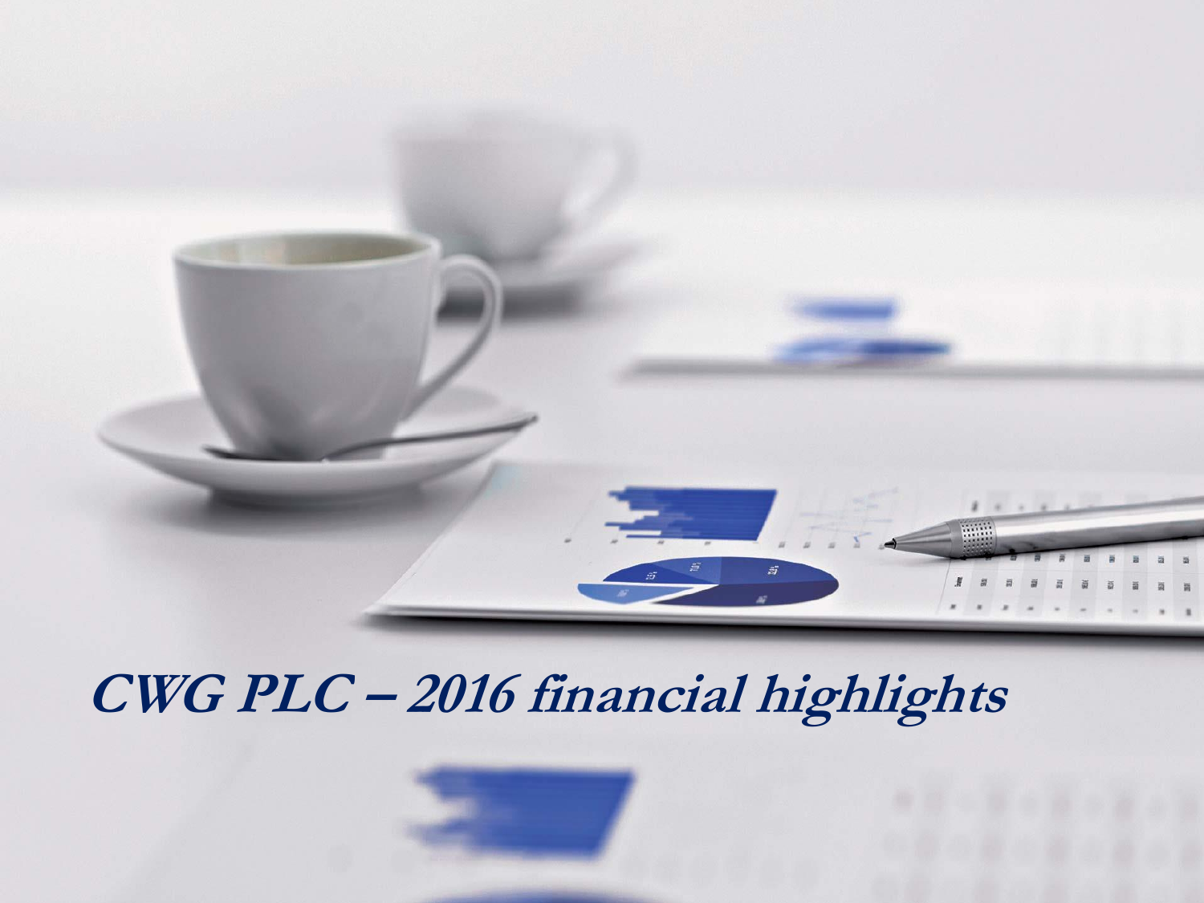# *CWG PLC – 2016 financial highlights*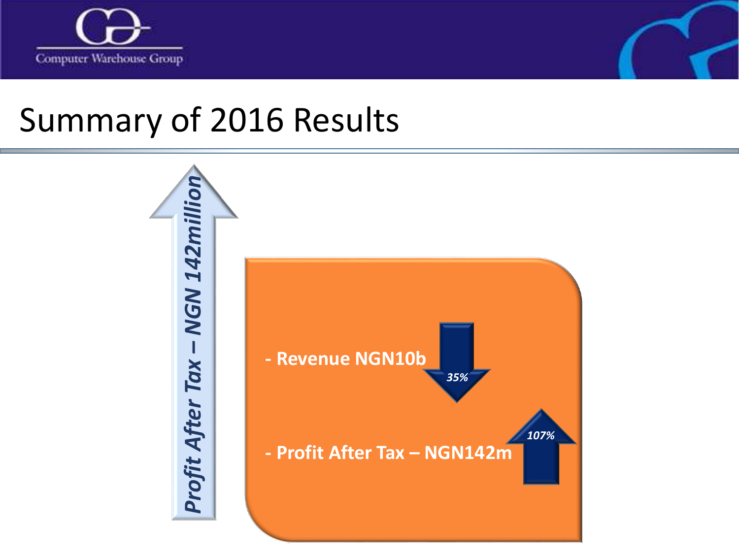# Summary of 2016 Results

*Profit After Tax – NGN 142million*

- Revenue NGN10b — *35%* (down)
- Profit After Tax – NGN142m — *107%* (up)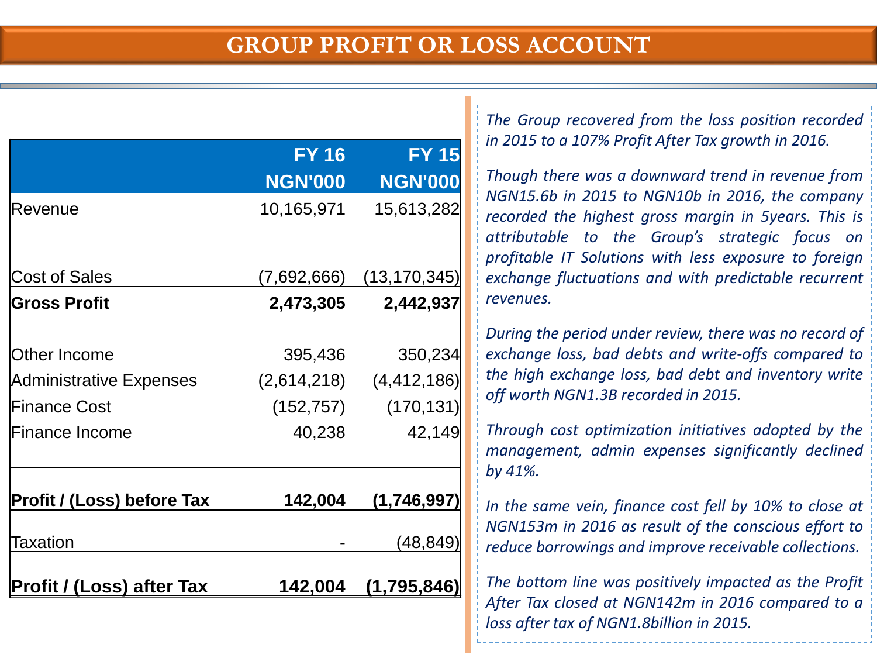# GROUP PROFIT OR LOSS ACCOUNT

| | FY 16 NGN'000 | FY 15 NGN'000 |
|---|---|---|
| Revenue | 10,165,971 | 15,613,282 |
| Cost of Sales | (7,692,666) | (13,170,345) |
| **Gross Profit** | **2,473,305** | **2,442,937** |
| Other Income | 395,436 | 350,234 |
| Administrative Expenses | (2,614,218) | (4,412,186) |
| Finance Cost | (152,757) | (170,131) |
| Finance Income | 40,238 | 42,149 |
| **Profit / (Loss) before Tax** | **142,004** | **(1,746,997)** |
| Taxation | - | (48,849) |
| **Profit / (Loss) after Tax** | **142,004** | **(1,795,846)** |

*The Group recovered from the loss position recorded in 2015 to a 107% Profit After Tax growth in 2016.*

*Though there was a downward trend in revenue from NGN15.6b in 2015 to NGN10b in 2016, the company recorded the highest gross margin in 5years. This is attributable to the Group's strategic focus on profitable IT Solutions with less exposure to foreign exchange fluctuations and with predictable recurrent revenues.*

*During the period under review, there was no record of exchange loss, bad debts and write-offs compared to the high exchange loss, bad debt and inventory write off worth NGN1.3B recorded in 2015.*

*Through cost optimization initiatives adopted by the management, admin expenses significantly declined by 41%.*

*In the same vein, finance cost fell by 10% to close at NGN153m in 2016 as result of the conscious effort to reduce borrowings and improve receivable collections.*

*The bottom line was positively impacted as the Profit After Tax closed at NGN142m in 2016 compared to a loss after tax of NGN1.8billion in 2015.*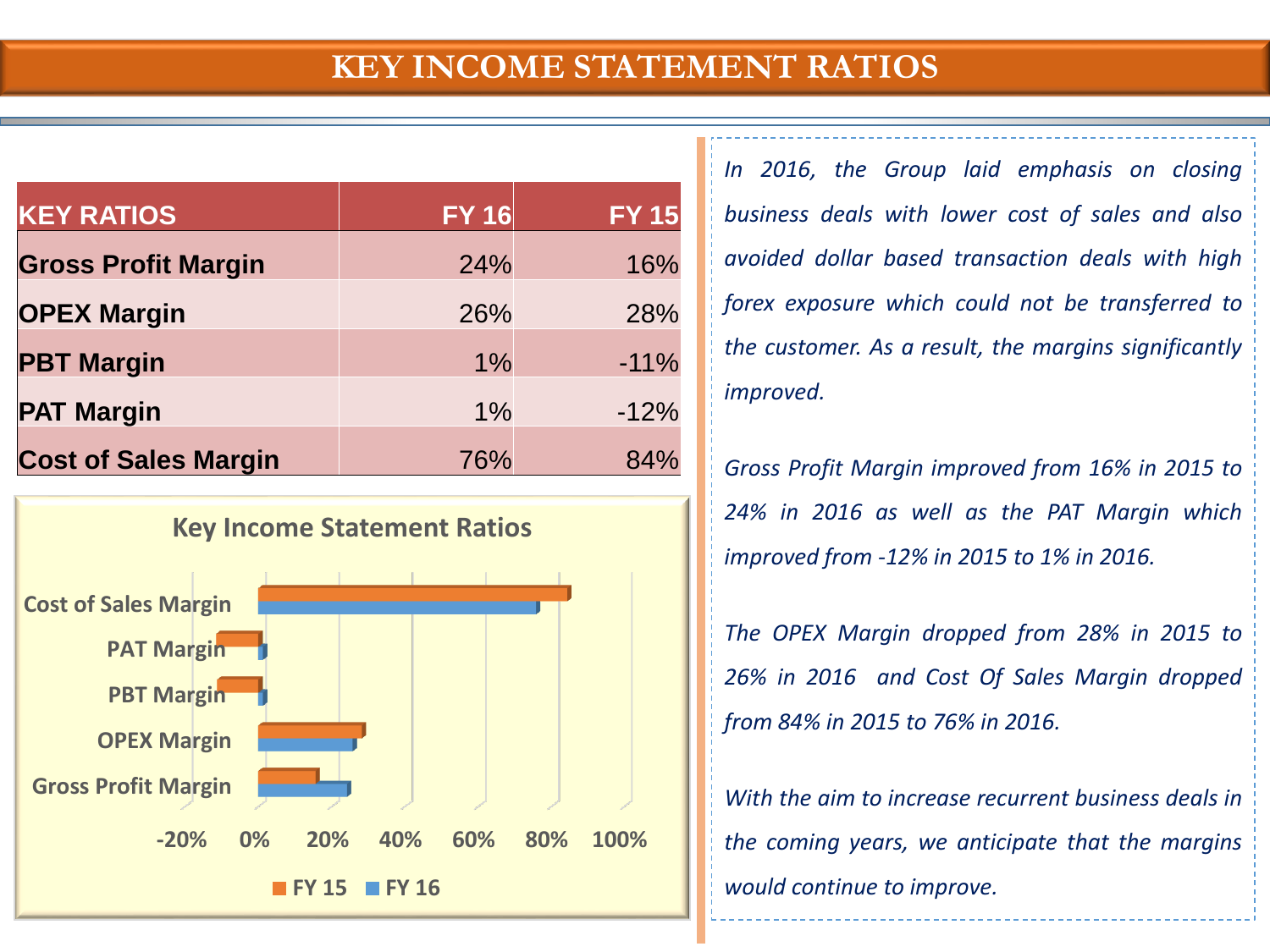# KEY INCOME STATEMENT RATIOS

| KEY RATIOS | FY 16 | FY 15 |
|---|---|---|
| **Gross Profit Margin** | 24% | 16% |
| **OPEX Margin** | 26% | 28% |
| **PBT Margin** | 1% | -11% |
| **PAT Margin** | 1% | -12% |
| **Cost of Sales Margin** | 76% | 84% |

**Key Income Statement Ratios**

Cost of Sales Margin
PAT Margin
PBT Margin
OPEX Margin
Gross Profit Margin

-20% 0% 20% 40% 60% 80% 100%

FY 15 FY 16

*In 2016, the Group laid emphasis on closing business deals with lower cost of sales and also avoided dollar based transaction deals with high forex exposure which could not be transferred to the customer. As a result, the margins significantly improved.*

*Gross Profit Margin improved from 16% in 2015 to 24% in 2016 as well as the PAT Margin which improved from -12% in 2015 to 1% in 2016.*

*The OPEX Margin dropped from 28% in 2015 to 26% in 2016 and Cost Of Sales Margin dropped from 84% in 2015 to 76% in 2016.*

*With the aim to increase recurrent business deals in the coming years, we anticipate that the margins would continue to improve.*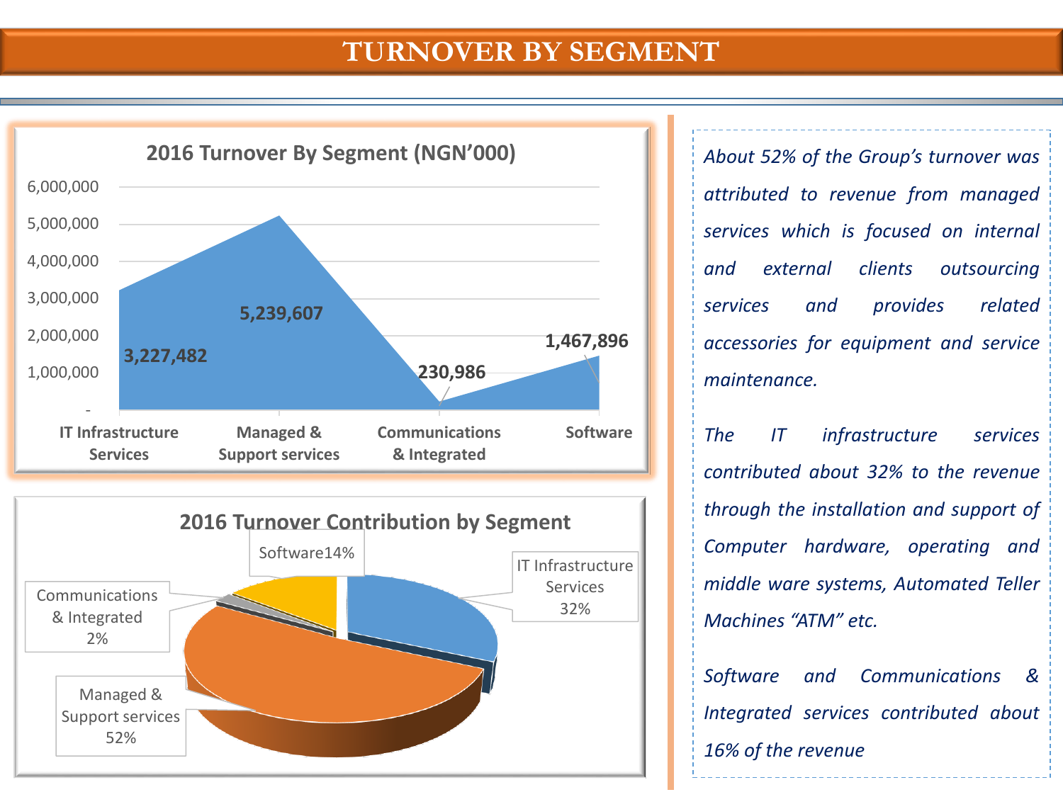# TURNOVER BY SEGMENT

**2016 Turnover By Segment (NGN'000)**

| Segment | Turnover (NGN'000) |
|---|---|
| IT Infrastructure Services | 3,227,482 |
| Managed & Support services | 5,239,607 |
| Communications & Integrated | 230,986 |
| Software | 1,467,896 |

**2016 Turnover Contribution by Segment**

| Segment | Contribution |
|---|---|
| IT Infrastructure Services | 32% |
| Managed & Support services | 52% |
| Communications & Integrated | 2% |
| Software | 14% |

*About 52% of the Group's turnover was attributed to revenue from managed services which is focused on internal and external clients outsourcing services and provides related accessories for equipment and service maintenance.*

*The IT infrastructure services contributed about 32% to the revenue through the installation and support of Computer hardware, operating and middle ware systems, Automated Teller Machines "ATM" etc.*

*Software and Communications & Integrated services contributed about 16% of the revenue*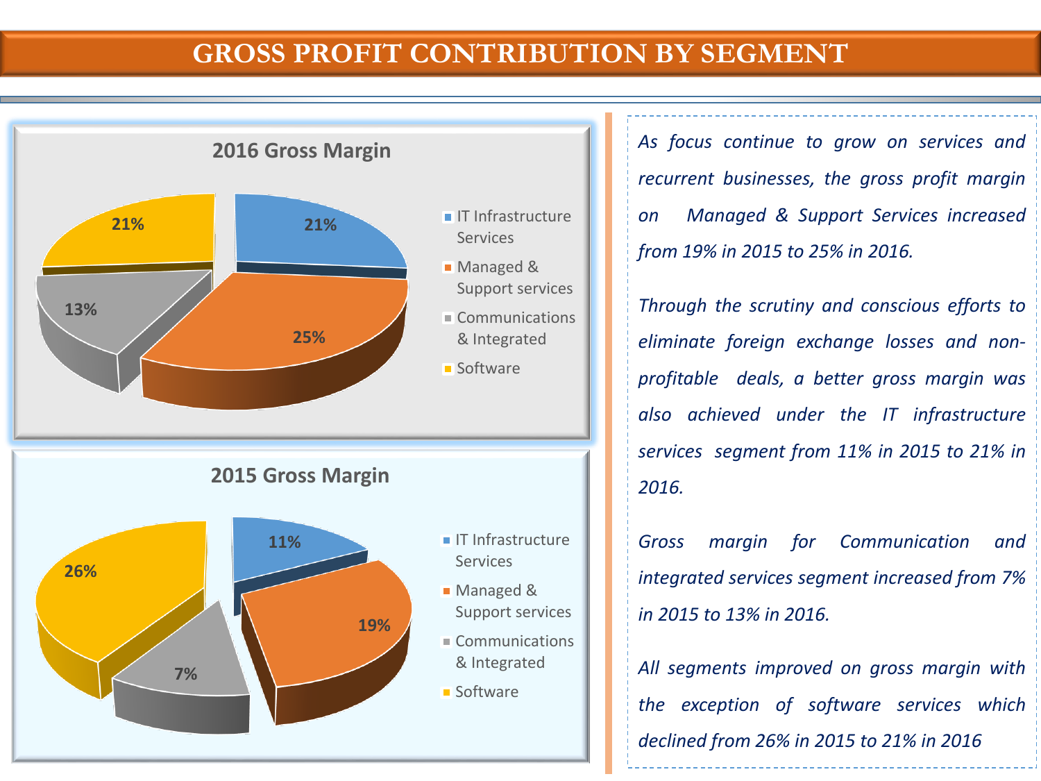# GROSS PROFIT CONTRIBUTION BY SEGMENT

**2016 Gross Margin**

| Segment | Gross Margin |
|---|---|
| IT Infrastructure Services | 21% |
| Managed & Support services | 25% |
| Communications & Integrated | 13% |
| Software | 21% |

**2015 Gross Margin**

| Segment | Gross Margin |
|---|---|
| IT Infrastructure Services | 11% |
| Managed & Support services | 19% |
| Communications & Integrated | 7% |
| Software | 26% |

*As focus continue to grow on services and recurrent businesses, the gross profit margin on Managed & Support Services increased from 19% in 2015 to 25% in 2016.*

*Through the scrutiny and conscious efforts to eliminate foreign exchange losses and non-profitable deals, a better gross margin was also achieved under the IT infrastructure services segment from 11% in 2015 to 21% in 2016.*

*Gross margin for Communication and integrated services segment increased from 7% in 2015 to 13% in 2016.*

*All segments improved on gross margin with the exception of software services which declined from 26% in 2015 to 21% in 2016*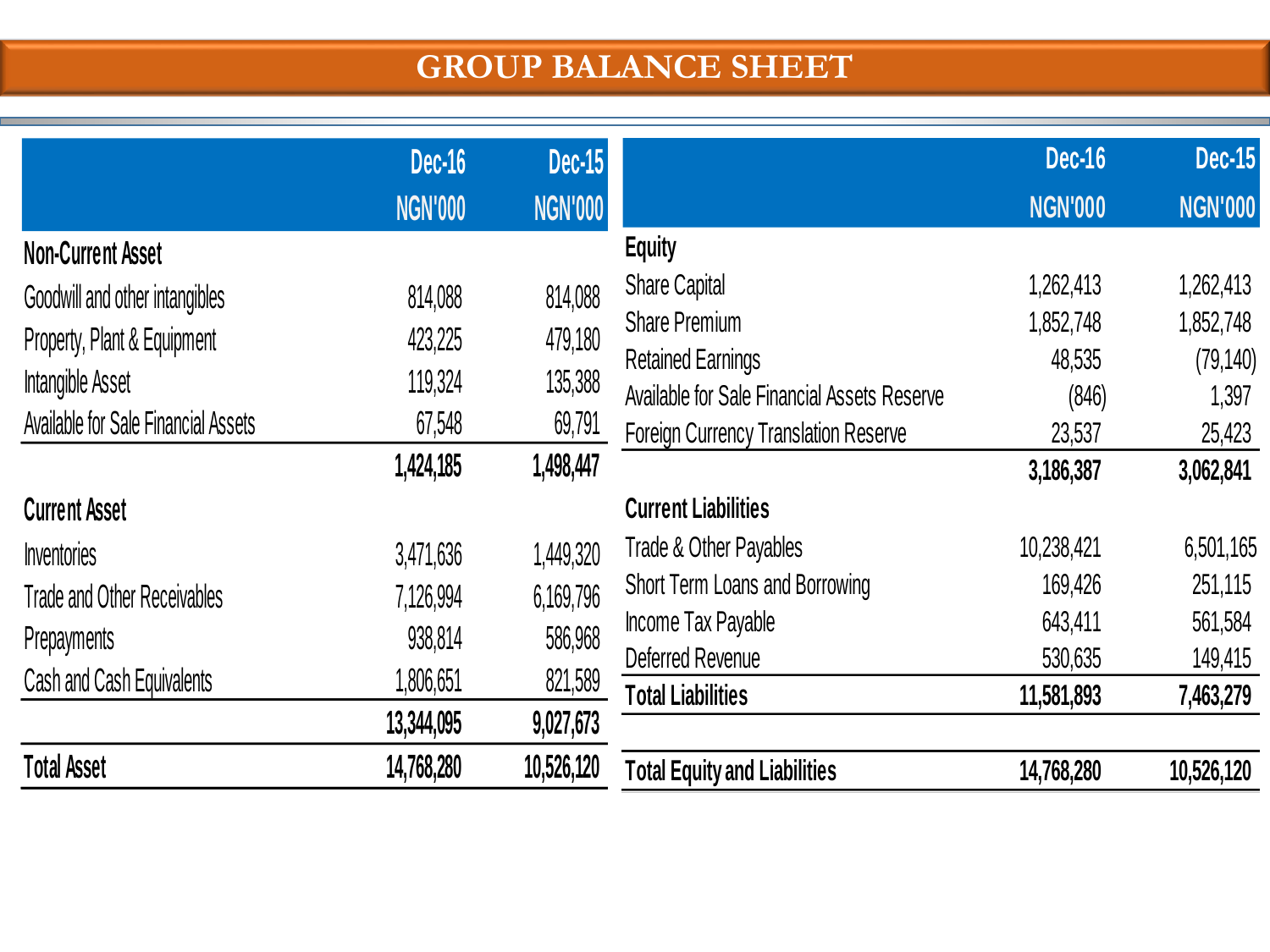# GROUP BALANCE SHEET

| | Dec-16 NGN'000 | Dec-15 NGN'000 |
|---|---|---|
| **Non-Current Asset** | | |
| Goodwill and other intangibles | 814,088 | 814,088 |
| Property, Plant & Equipment | 423,225 | 479,180 |
| Intangible Asset | 119,324 | 135,388 |
| Available for Sale Financial Assets | 67,548 | 69,791 |
| | **1,424,185** | **1,498,447** |
| **Current Asset** | | |
| Inventories | 3,471,636 | 1,449,320 |
| Trade and Other Receivables | 7,126,994 | 6,169,796 |
| Prepayments | 938,814 | 586,968 |
| Cash and Cash Equivalents | 1,806,651 | 821,589 |
| | **13,344,095** | **9,027,673** |
| **Total Asset** | **14,768,280** | **10,526,120** |

| | Dec-16 NGN'000 | Dec-15 NGN'000 |
|---|---|---|
| **Equity** | | |
| Share Capital | 1,262,413 | 1,262,413 |
| Share Premium | 1,852,748 | 1,852,748 |
| Retained Earnings | 48,535 | (79,140) |
| Available for Sale Financial Assets Reserve | (846) | 1,397 |
| Foreign Currency Translation Reserve | 23,537 | 25,423 |
| | **3,186,387** | **3,062,841** |
| **Current Liabilities** | | |
| Trade & Other Payables | 10,238,421 | 6,501,165 |
| Short Term Loans and Borrowing | 169,426 | 251,115 |
| Income Tax Payable | 643,411 | 561,584 |
| Deferred Revenue | 530,635 | 149,415 |
| **Total Liabilities** | **11,581,893** | **7,463,279** |
| **Total Equity and Liabilities** | **14,768,280** | **10,526,120** |